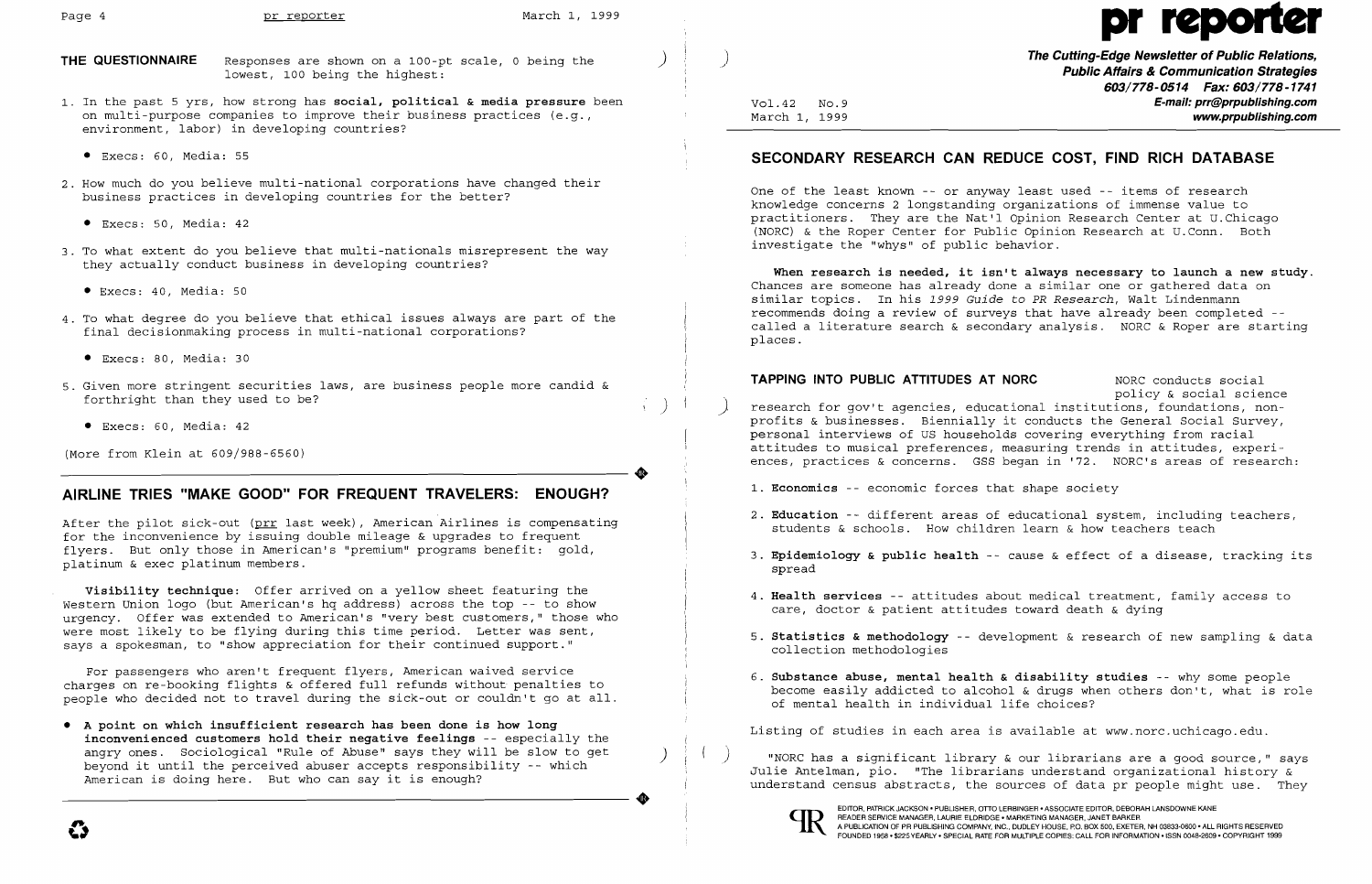**THE QUESTIONNAIRE** Responses are shown on a 100-pt scale, 0 being the lowest, 100 being the highest:

1. In the past 5 yrs, how strong has **social, political & media pressure** been on multi-purpose companies to improve their business practices (e.g., environment, labor) in developing countries?
   - Execs: 60, Media: 55
2. How much do you believe multi-national corporations have changed their business practices in developing countries for the better?
   - Execs: 50, Media: 42
3. To what extent do you believe that multi-nationals misrepresent the way they actually conduct business in developing countries?
   - Execs: 40, Media: 50
4. To what degree do you believe that ethical issues always are part of the final decisionmaking process in multi-national corporations?
   - Execs: 80, Media: 30
5. Given more stringent securities laws, are business people more candid & forthright than they used to be?
   - Execs: 60, Media: 42

(More from Klein at 609/988-6560)

## AIRLINE TRIES "MAKE GOOD" FOR FREQUENT TRAVELERS: ENOUGH?

After the pilot sick-out (prr last week), American Airlines is compensating for the inconvenience by issuing double mileage & upgrades to frequent flyers. But only those in American's "premium" programs benefit: gold, platinum & exec platinum members.

**Visibility technique:** Offer arrived on a yellow sheet featuring the Western Union logo (but American's hq address) across the top -- to show urgency. Offer was extended to American's "very best customers," those who were most likely to be flying during this time period. Letter was sent, says a spokesman, to "show appreciation for their continued support."

For passengers who aren't frequent flyers, American waived service charges on re-booking flights & offered full refunds without penalties to people who decided not to travel during the sick-out or couldn't go at all.

- **A point on which insufficient research has been done is how long inconvenienced customers hold their negative feelings** -- especially the angry ones. Sociological "Rule of Abuse" says they will be slow to get beyond it until the perceived abuser accepts responsibility -- which American is doing here. But who can say it is enough?

# pr reporter

**The Cutting-Edge Newsletter of Public Relations, Public Affairs & Communication Strategies**
603/778-0514 Fax: 603/778-1741
E-mail: prr@prpublishing.com
www.prpublishing.com

Vol.42 No.9
March 1, 1999

## SECONDARY RESEARCH CAN REDUCE COST, FIND RICH DATABASE

One of the least known -- or anyway least used -- items of research knowledge concerns 2 longstanding organizations of immense value to practitioners. They are the Nat'l Opinion Research Center at U.Chicago (NORC) & the Roper Center for Public Opinion Research at U.Conn. Both investigate the "whys" of public behavior.

**When research is needed, it isn't always necessary to launch a new study.** Chances are someone has already done a similar one or gathered data on similar topics. In his *1999 Guide to PR Research*, Walt Lindenmann recommends doing a review of surveys that have already been completed -- called a literature search & secondary analysis. NORC & Roper are starting places.

**TAPPING INTO PUBLIC ATTITUDES AT NORC** NORC conducts social policy & social science research for gov't agencies, educational institutions, foundations, non-profits & businesses. Biennially it conducts the General Social Survey, personal interviews of US households covering everything from racial attitudes to musical preferences, measuring trends in attitudes, experiences, practices & concerns. GSS began in '72. NORC's areas of research:

1. **Economics** -- economic forces that shape society
2. **Education** -- different areas of educational system, including teachers, students & schools. How children learn & how teachers teach
3. **Epidemiology & public health** -- cause & effect of a disease, tracking its spread
4. **Health services** -- attitudes about medical treatment, family access to care, doctor & patient attitudes toward death & dying
5. **Statistics & methodology** -- development & research of new sampling & data collection methodologies
6. **Substance abuse, mental health & disability studies** -- why some people become easily addicted to alcohol & drugs when others don't, what is role of mental health in individual life choices?

Listing of studies in each area is available at www.norc.uchicago.edu.

"NORC has a significant library & our librarians are a good source," says Julie Antelman, pio. "The librarians understand organizational history & understand census abstracts, the sources of data pr people might use. They

EDITOR, PATRICK JACKSON • PUBLISHER, OTTO LERBINGER • ASSOCIATE EDITOR, DEBORAH LANSDOWNE KANE
READER SERVICE MANAGER, LAURIE ELDRIDGE • MARKETING MANAGER, JANET BARKER
A PUBLICATION OF PR PUBLISHING COMPANY, INC., DUDLEY HOUSE, P.O. BOX 600, EXETER, NH 03833-0600 • ALL RIGHTS RESERVED
FOUNDED 1958 • $225 YEARLY • SPECIAL RATE FOR MULTIPLE COPIES: CALL FOR INFORMATION • ISSN 0048-2609 • COPYRIGHT 1999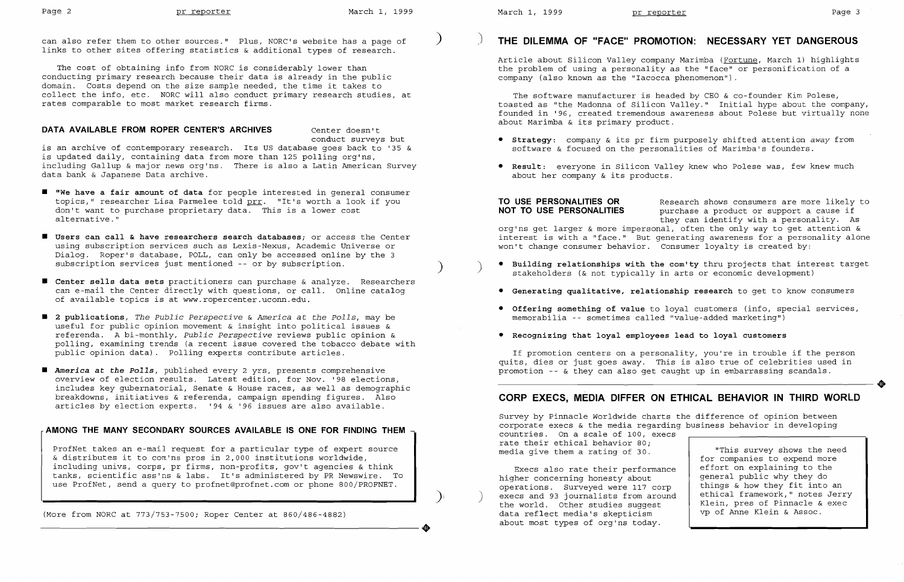can also refer them to other sources." Plus, NORC's website has a page of links to other sites offering statistics & additional types of research.

The cost of obtaining info from NORC is considerably lower than conducting primary research because their data is already in the public domain. Costs depend on the size sample needed, the time it takes to collect the info, etc. NORC will also conduct primary research studies, at rates comparable to most market research firms.

**DATA AVAILABLE FROM ROPER CENTER'S ARCHIVES** Center doesn't conduct surveys but is an archive of contemporary research. Its US database goes back to '35 & is updated daily, containing data from more than 125 polling org'ns, including Gallup & major news org'ns. There is also a Latin American Survey data bank & Japanese Data archive.

- **"We have a fair amount of data** for people interested in general consumer topics," researcher Lisa Parmelee told prr. "It's worth a look if you don't want to purchase proprietary data. This is a lower cost alternative."
- **Users can call & have researchers search databases**; or access the Center using subscription services such as Lexis-Nexus, Academic Universe or Dialog. Roper's database, POLL, can only be accessed online by the 3 subscription services just mentioned -- or by subscription.
- **Center sells data sets** practitioners can purchase & analyze. Researchers can e-mail the Center directly with questions, or call. Online catalog of available topics is at www.ropercenter.uconn.edu.
- **2 publications**, *The Public Perspective* & *America at the Polls*, may be useful for public opinion movement & insight into political issues & referenda. A bi-monthly, *Public Perspective* reviews public opinion & polling, examining trends (a recent issue covered the tobacco debate with public opinion data). Polling experts contribute articles.
- ***America at the Polls***, published every 2 yrs, presents comprehensive overview of election results. Latest edition, for Nov. '98 elections, includes key gubernatorial, Senate & House races, as well as demographic breakdowns, initiatives & referenda, campaign spending figures. Also articles by election experts. '94 & '96 issues are also available.

**AMONG THE MANY SECONDARY SOURCES AVAILABLE IS ONE FOR FINDING THEM**

ProfNet takes an e-mail request for a particular type of expert source & distributes it to com'ns pros in 2,000 institutions worldwide, including univs, corps, pr firms, non-profits, gov't agencies & think tanks, scientific ass'ns & labs. It's administered by PR Newswire. To use ProfNet, send a query to profnet@profnet.com or phone 800/PROFNET.

(More from NORC at 773/753-7500; Roper Center at 860/486-4882)

## THE DILEMMA OF "FACE" PROMOTION: NECESSARY YET DANGEROUS

Article about Silicon Valley company Marimba (Fortune, March 1) highlights the problem of using a personality as the "face" or personification of a company (also known as the "Iacocca phenomenon").

The software manufacturer is headed by CEO & co-founder Kim Polese, toasted as "the Madonna of Silicon Valley." Initial hype about the company, founded in '96, created tremendous awareness about Polese but virtually none about Marimba & its primary product.

- **Strategy**: company & its pr firm purposely shifted attention *away* from software & focused on the personalities of Marimba's founders.
- **Result**: everyone in Silicon Valley knew who Polese was, few knew much about her company & its products.

**TO USE PERSONALITIES OR NOT TO USE PERSONALITIES** Research shows consumers are more likely to purchase a product or support a cause if they can identify with a personality. As org'ns get larger & more impersonal, often the only way to get attention & interest is with a "face." But generating awareness for a personality alone won't change consumer behavior. Consumer loyalty is created by:

- **Building relationships with the com'ty** thru projects that interest target stakeholders (& not typically in arts or economic development)
- **Generating qualitative, relationship research** to get to know consumers
- **Offering something of value** to loyal customers (info, special services, memorabilia -- sometimes called "value-added marketing")
- **Recognizing that loyal employees lead to loyal customers**

If promotion centers on a personality, you're in trouble if the person quits, dies or just goes away. This is also true of celebrities used in promotion -- & they can also get caught up in embarrassing scandals.

## CORP EXECS, MEDIA DIFFER ON ETHICAL BEHAVIOR IN THIRD WORLD

Survey by Pinnacle Worldwide charts the difference of opinion between corporate execs & the media regarding business behavior in developing countries. On a scale of 100, execs rate their ethical behavior 80; media give them a rating of 30.

Execs also rate their performance higher concerning honesty about operations. Surveyed were 117 corp execs and 93 journalists from around the world. Other studies suggest data reflect media's skepticism about most types of org'ns today.

"This survey shows the need for companies to expend more effort on explaining to the general public why they do things & how they fit into an ethical framework," notes Jerry Klein, pres of Pinnacle & exec vp of Anne Klein & Assoc.